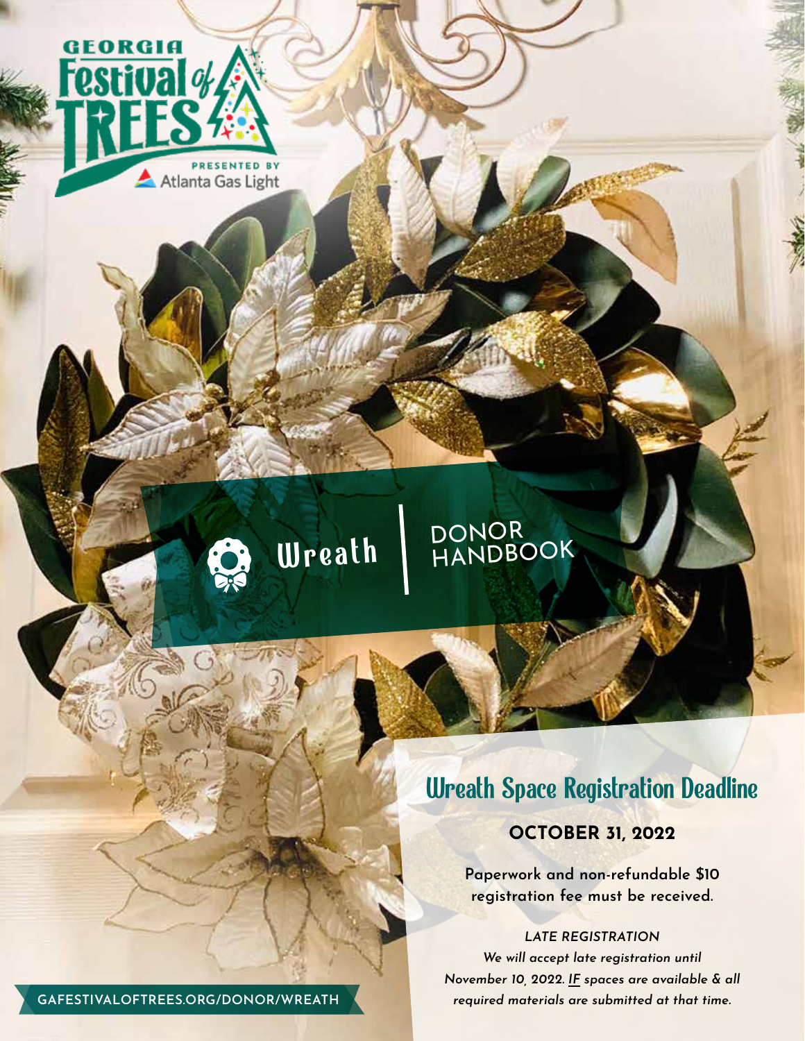GEORGIA Festival of TREES

PRESENTED BY Atlanta Gas Light

# Wreath | DONOR HANDBOOK

## Wreath Space Registration Deadline

**OCTOBER 31, 2022**

**Paperwork and non-refundable $10 registration fee must be received.**

*LATE REGISTRATION*

*We will accept late registration until November 10, 2022. IF spaces are available & all required materials are submitted at that time.*

GAFESTIVALOFTREES.ORG/DONOR/WREATH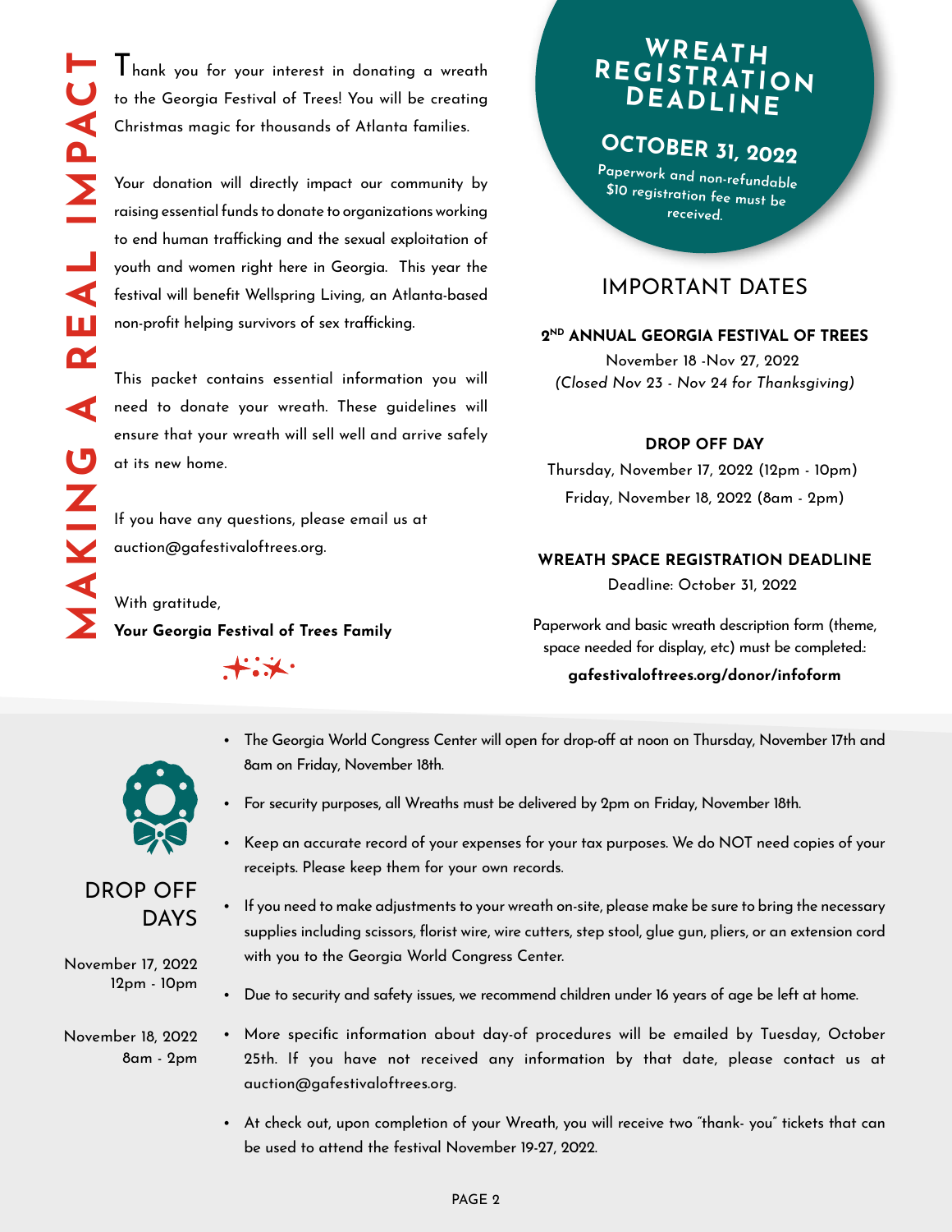# MAKING A REAL IMPACT

Thank you for your interest in donating a wreath to the Georgia Festival of Trees! You will be creating Christmas magic for thousands of Atlanta families.

Your donation will directly impact our community by raising essential funds to donate to organizations working to end human trafficking and the sexual exploitation of youth and women right here in Georgia. This year the festival will benefit Wellspring Living, an Atlanta-based non-profit helping survivors of sex trafficking.

This packet contains essential information you will need to donate your wreath. These guidelines will ensure that your wreath will sell well and arrive safely at its new home.

If you have any questions, please email us at auction@gafestivaloftrees.org.

With gratitude,
**Your Georgia Festival of Trees Family**

## WREATH REGISTRATION DEADLINE

**OCTOBER 31, 2022**

Paperwork and non-refundable $10 registration fee must be received.

## IMPORTANT DATES

**2ND ANNUAL GEORGIA FESTIVAL OF TREES**

November 18 -Nov 27, 2022
*(Closed Nov 23 - Nov 24 for Thanksgiving)*

**DROP OFF DAY**

Thursday, November 17, 2022 (12pm - 10pm)
Friday, November 18, 2022 (8am - 2pm)

**WREATH SPACE REGISTRATION DEADLINE**

Deadline: October 31, 2022

Paperwork and basic wreath description form (theme, space needed for display, etc) must be completed.:
**gafestivaloftrees.org/donor/infoform**

## DROP OFF DAYS

November 17, 2022
12pm - 10pm

November 18, 2022
8am - 2pm

- The Georgia World Congress Center will open for drop-off at noon on Thursday, November 17th and 8am on Friday, November 18th.
- For security purposes, all Wreaths must be delivered by 2pm on Friday, November 18th.
- Keep an accurate record of your expenses for your tax purposes. We do NOT need copies of your receipts. Please keep them for your own records.
- If you need to make adjustments to your wreath on-site, please make be sure to bring the necessary supplies including scissors, florist wire, wire cutters, step stool, glue gun, pliers, or an extension cord with you to the Georgia World Congress Center.
- Due to security and safety issues, we recommend children under 16 years of age be left at home.
- More specific information about day-of procedures will be emailed by Tuesday, October 25th. If you have not received any information by that date, please contact us at auction@gafestivaloftrees.org.
- At check out, upon completion of your Wreath, you will receive two "thank- you" tickets that can be used to attend the festival November 19-27, 2022.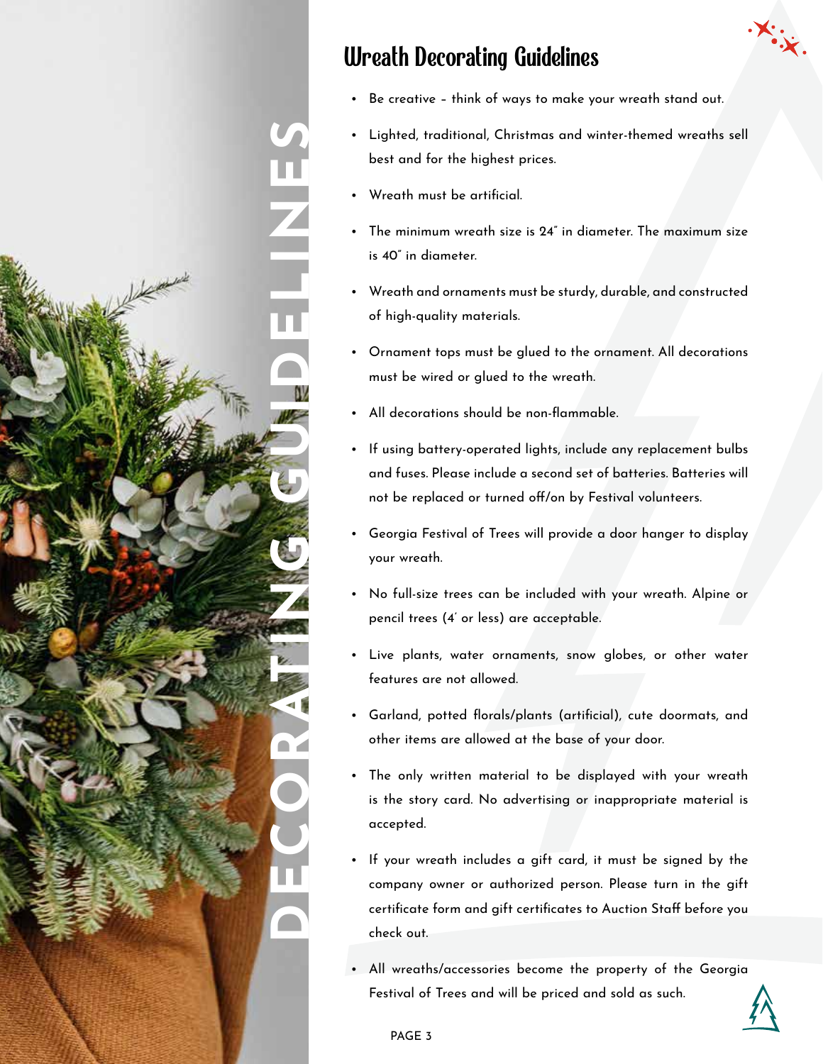# DECORATING GUIDELINES

## Wreath Decorating Guidelines

- Be creative – think of ways to make your wreath stand out.
- Lighted, traditional, Christmas and winter-themed wreaths sell best and for the highest prices.
- Wreath must be artificial.
- The minimum wreath size is 24" in diameter. The maximum size is 40" in diameter.
- Wreath and ornaments must be sturdy, durable, and constructed of high-quality materials.
- Ornament tops must be glued to the ornament. All decorations must be wired or glued to the wreath.
- All decorations should be non-flammable.
- If using battery-operated lights, include any replacement bulbs and fuses. Please include a second set of batteries. Batteries will not be replaced or turned off/on by Festival volunteers.
- Georgia Festival of Trees will provide a door hanger to display your wreath.
- No full-size trees can be included with your wreath. Alpine or pencil trees (4' or less) are acceptable.
- Live plants, water ornaments, snow globes, or other water features are not allowed.
- Garland, potted florals/plants (artificial), cute doormats, and other items are allowed at the base of your door.
- The only written material to be displayed with your wreath is the story card. No advertising or inappropriate material is accepted.
- If your wreath includes a gift card, it must be signed by the company owner or authorized person. Please turn in the gift certificate form and gift certificates to Auction Staff before you check out.
- All wreaths/accessories become the property of the Georgia Festival of Trees and will be priced and sold as such.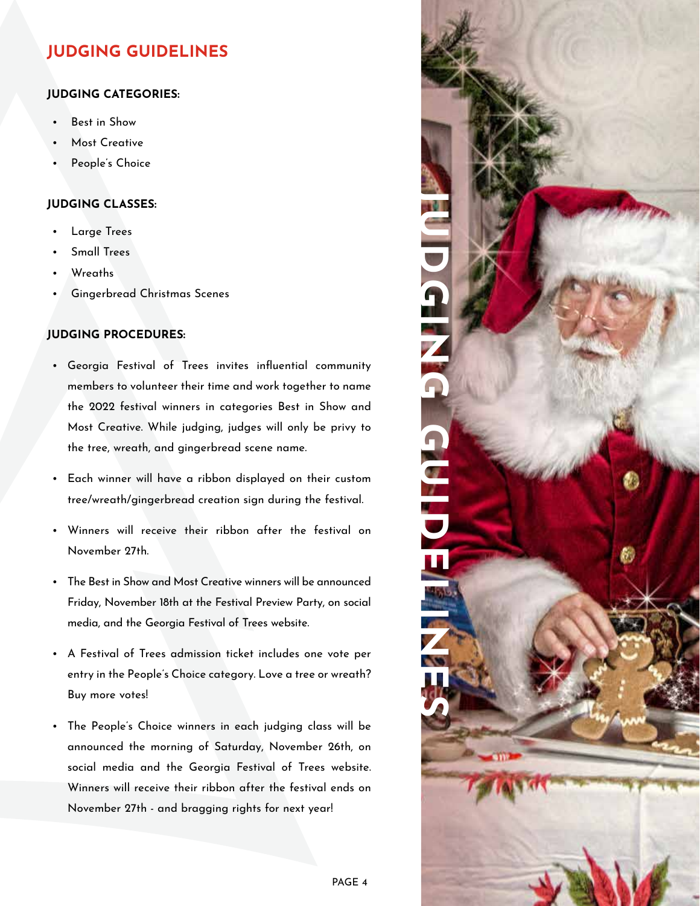# JUDGING GUIDELINES

### JUDGING CATEGORIES:

- Best in Show
- Most Creative
- People's Choice

### JUDGING CLASSES:

- Large Trees
- Small Trees
- Wreaths
- Gingerbread Christmas Scenes

### JUDGING PROCEDURES:

- Georgia Festival of Trees invites influential community members to volunteer their time and work together to name the 2022 festival winners in categories Best in Show and Most Creative. While judging, judges will only be privy to the tree, wreath, and gingerbread scene name.
- Each winner will have a ribbon displayed on their custom tree/wreath/gingerbread creation sign during the festival.
- Winners will receive their ribbon after the festival on November 27th.
- The Best in Show and Most Creative winners will be announced Friday, November 18th at the Festival Preview Party, on social media, and the Georgia Festival of Trees website.
- A Festival of Trees admission ticket includes one vote per entry in the People's Choice category. Love a tree or wreath? Buy more votes!
- The People's Choice winners in each judging class will be announced the morning of Saturday, November 26th, on social media and the Georgia Festival of Trees website. Winners will receive their ribbon after the festival ends on November 27th - and bragging rights for next year!

JUDGING GUIDELINES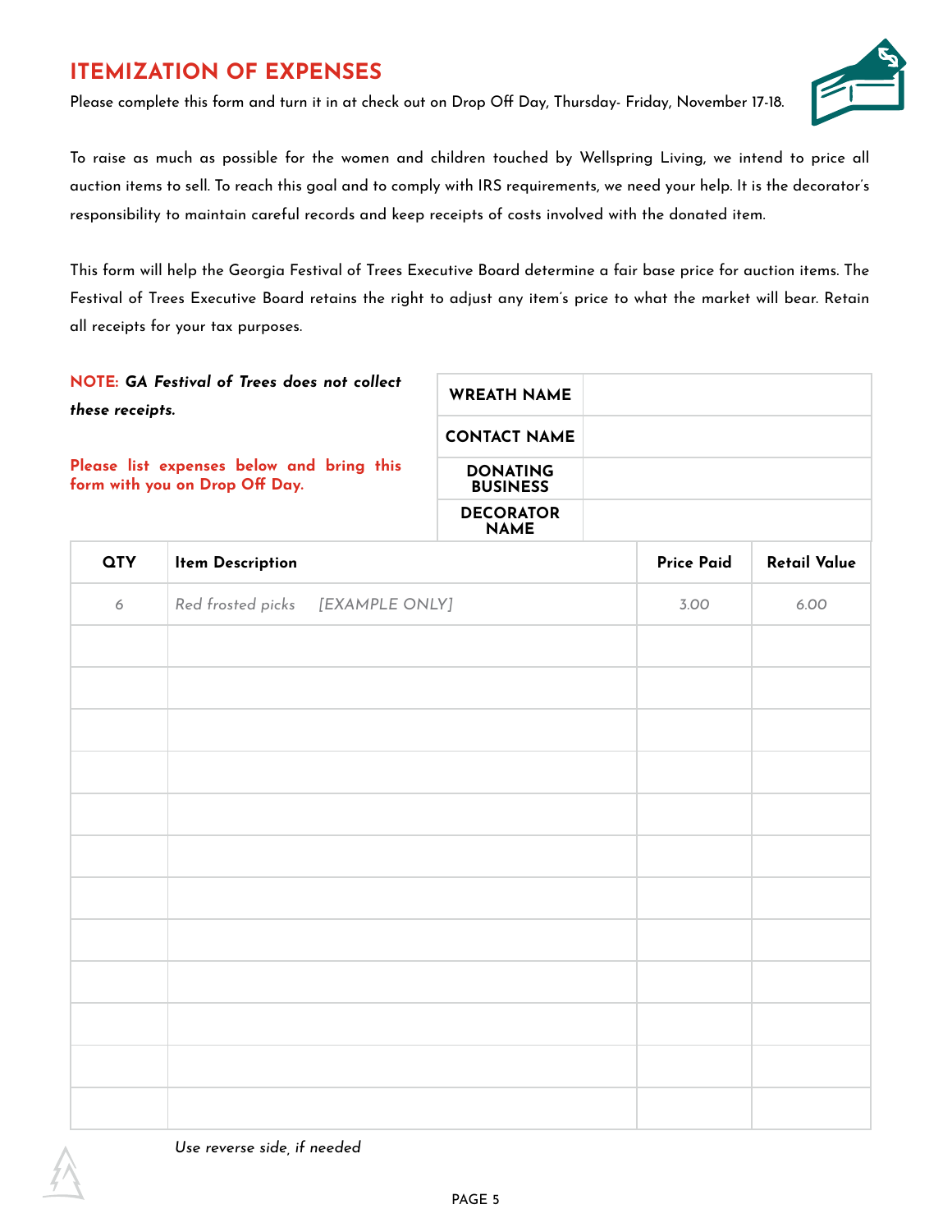# ITEMIZATION OF EXPENSES

Please complete this form and turn it in at check out on Drop Off Day, Thursday- Friday, November 17-18.

To raise as much as possible for the women and children touched by Wellspring Living, we intend to price all auction items to sell. To reach this goal and to comply with IRS requirements, we need your help. It is the decorator's responsibility to maintain careful records and keep receipts of costs involved with the donated item.

This form will help the Georgia Festival of Trees Executive Board determine a fair base price for auction items. The Festival of Trees Executive Board retains the right to adjust any item's price to what the market will bear. Retain all receipts for your tax purposes.

**NOTE:** ***GA Festival of Trees does not collect these receipts.***

**Please list expenses below and bring this form with you on Drop Off Day.**

| | |
|---|---|
| **WREATH NAME** | |
| **CONTACT NAME** | |
| **DONATING BUSINESS** | |
| **DECORATOR NAME** | |

| QTY | Item Description | Price Paid | Retail Value |
|---|---|---|---|
| *6* | *Red frosted picks [EXAMPLE ONLY]* | *3.00* | *6.00* |
| | | | |
| | | | |
| | | | |
| | | | |
| | | | |
| | | | |
| | | | |
| | | | |
| | | | |
| | | | |
| | | | |
| | | | |

*Use reverse side, if needed*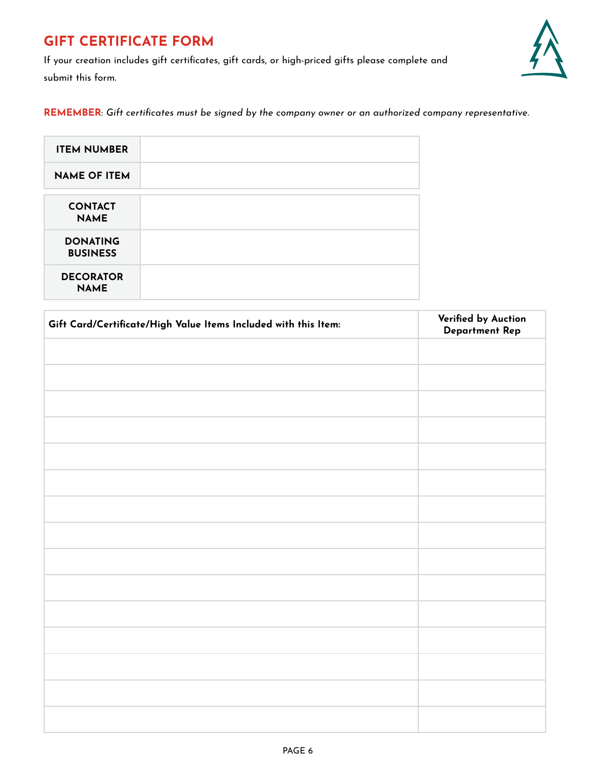## GIFT CERTIFICATE FORM

If your creation includes gift certificates, gift cards, or high-priced gifts please complete and submit this form.

**REMEMBER**: *Gift certificates must be signed by the company owner or an authorized company representative.*

| | |
|---|---|
| **ITEM NUMBER** | |
| **NAME OF ITEM** | |

| | |
|---|---|
| **CONTACT NAME** | |
| **DONATING BUSINESS** | |
| **DECORATOR NAME** | |

| **Gift Card/Certificate/High Value Items Included with this Item:** | **Verified by Auction Department Rep** |
|---|---|
| | |
| | |
| | |
| | |
| | |
| | |
| | |
| | |
| | |
| | |
| | |
| | |
| | |
| | |
| | |